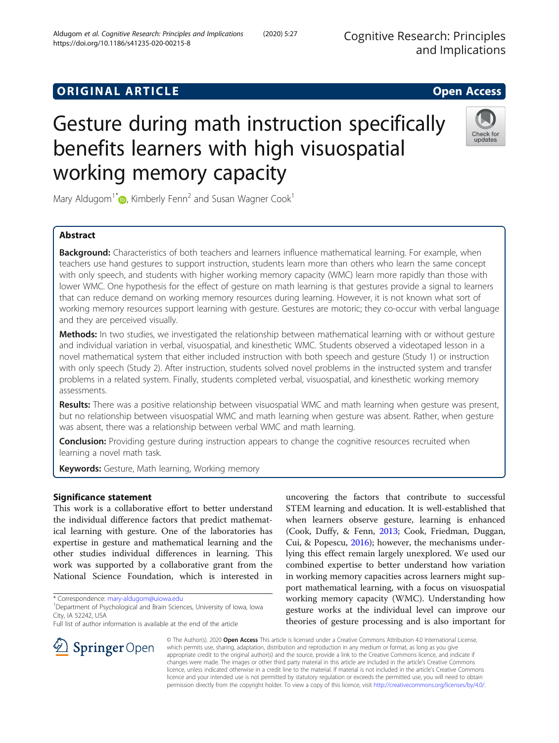ORIGINAL ARTICLE

Open Access

# Gesture during math instruction specifically benefits learners with high visuospatial working memory capacity

Mary Aldugom[1*], Kimberly Fenn[2] and Susan Wagner Cook[1]

## Abstract

**Background:** Characteristics of both teachers and learners influence mathematical learning. For example, when teachers use hand gestures to support instruction, students learn more than others who learn the same concept with only speech, and students with higher working memory capacity (WMC) learn more rapidly than those with lower WMC. One hypothesis for the effect of gesture on math learning is that gestures provide a signal to learners that can reduce demand on working memory resources during learning. However, it is not known what sort of working memory resources support learning with gesture. Gestures are motoric; they co-occur with verbal language and they are perceived visually.

**Methods:** In two studies, we investigated the relationship between mathematical learning with or without gesture and individual variation in verbal, visuospatial, and kinesthetic WMC. Students observed a videotaped lesson in a novel mathematical system that either included instruction with both speech and gesture (Study 1) or instruction with only speech (Study 2). After instruction, students solved novel problems in the instructed system and transfer problems in a related system. Finally, students completed verbal, visuospatial, and kinesthetic working memory assessments.

**Results:** There was a positive relationship between visuospatial WMC and math learning when gesture was present, but no relationship between visuospatial WMC and math learning when gesture was absent. Rather, when gesture was absent, there was a relationship between verbal WMC and math learning.

**Conclusion:** Providing gesture during instruction appears to change the cognitive resources recruited when learning a novel math task.

**Keywords:** Gesture, Math learning, Working memory

## Significance statement

This work is a collaborative effort to better understand the individual difference factors that predict mathematical learning with gesture. One of the laboratories has expertise in gesture and mathematical learning and the other studies individual differences in learning. This work was supported by a collaborative grant from the National Science Foundation, which is interested in uncovering the factors that contribute to successful STEM learning and education. It is well-established that when learners observe gesture, learning is enhanced (Cook, Duffy, & Fenn, 2013; Cook, Friedman, Duggan, Cui, & Popescu, 2016); however, the mechanisms underlying this effect remain largely unexplored. We used our combined expertise to better understand how variation in working memory capacities across learners might support mathematical learning, with a focus on visuospatial working memory capacity (WMC). Understanding how gesture works at the individual level can improve our theories of gesture processing and is also important for

\* Correspondence: mary-aldugom@uiowa.edu
[1]Department of Psychological and Brain Sciences, University of Iowa, Iowa City, IA 52242, USA
Full list of author information is available at the end of the article

© The Author(s). 2020 **Open Access** This article is licensed under a Creative Commons Attribution 4.0 International License, which permits use, sharing, adaptation, distribution and reproduction in any medium or format, as long as you give appropriate credit to the original author(s) and the source, provide a link to the Creative Commons licence, and indicate if changes were made. The images or other third party material in this article are included in the article's Creative Commons licence, unless indicated otherwise in a credit line to the material. If material is not included in the article's Creative Commons licence and your intended use is not permitted by statutory regulation or exceeds the permitted use, you will need to obtain permission directly from the copyright holder. To view a copy of this licence, visit http://creativecommons.org/licenses/by/4.0/.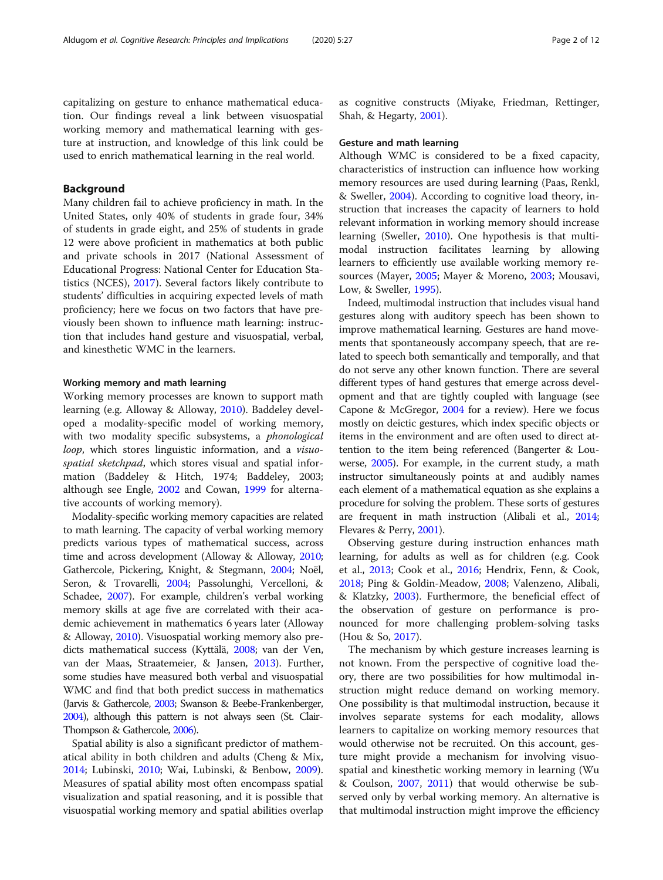capitalizing on gesture to enhance mathematical education. Our findings reveal a link between visuospatial working memory and mathematical learning with gesture at instruction, and knowledge of this link could be used to enrich mathematical learning in the real world.

## Background

Many children fail to achieve proficiency in math. In the United States, only 40% of students in grade four, 34% of students in grade eight, and 25% of students in grade 12 were above proficient in mathematics at both public and private schools in 2017 (National Assessment of Educational Progress: National Center for Education Statistics (NCES), 2017). Several factors likely contribute to students' difficulties in acquiring expected levels of math proficiency; here we focus on two factors that have previously been shown to influence math learning: instruction that includes hand gesture and visuospatial, verbal, and kinesthetic WMC in the learners.

### Working memory and math learning

Working memory processes are known to support math learning (e.g. Alloway & Alloway, 2010). Baddeley developed a modality-specific model of working memory, with two modality specific subsystems, a *phonological loop*, which stores linguistic information, and a *visuospatial sketchpad*, which stores visual and spatial information (Baddeley & Hitch, 1974; Baddeley, 2003; although see Engle, 2002 and Cowan, 1999 for alternative accounts of working memory).

Modality-specific working memory capacities are related to math learning. The capacity of verbal working memory predicts various types of mathematical success, across time and across development (Alloway & Alloway, 2010; Gathercole, Pickering, Knight, & Stegmann, 2004; Noël, Seron, & Trovarelli, 2004; Passolunghi, Vercelloni, & Schadee, 2007). For example, children's verbal working memory skills at age five are correlated with their academic achievement in mathematics 6 years later (Alloway & Alloway, 2010). Visuospatial working memory also predicts mathematical success (Kyttälä, 2008; van der Ven, van der Maas, Straatemeier, & Jansen, 2013). Further, some studies have measured both verbal and visuospatial WMC and find that both predict success in mathematics (Jarvis & Gathercole, 2003; Swanson & Beebe-Frankenberger, 2004), although this pattern is not always seen (St. Clair-Thompson & Gathercole, 2006).

Spatial ability is also a significant predictor of mathematical ability in both children and adults (Cheng & Mix, 2014; Lubinski, 2010; Wai, Lubinski, & Benbow, 2009). Measures of spatial ability most often encompass spatial visualization and spatial reasoning, and it is possible that visuospatial working memory and spatial abilities overlap as cognitive constructs (Miyake, Friedman, Rettinger, Shah, & Hegarty, 2001).

### Gesture and math learning

Although WMC is considered to be a fixed capacity, characteristics of instruction can influence how working memory resources are used during learning (Paas, Renkl, & Sweller, 2004). According to cognitive load theory, instruction that increases the capacity of learners to hold relevant information in working memory should increase learning (Sweller, 2010). One hypothesis is that multimodal instruction facilitates learning by allowing learners to efficiently use available working memory resources (Mayer, 2005; Mayer & Moreno, 2003; Mousavi, Low, & Sweller, 1995).

Indeed, multimodal instruction that includes visual hand gestures along with auditory speech has been shown to improve mathematical learning. Gestures are hand movements that spontaneously accompany speech, that are related to speech both semantically and temporally, and that do not serve any other known function. There are several different types of hand gestures that emerge across development and that are tightly coupled with language (see Capone & McGregor, 2004 for a review). Here we focus mostly on deictic gestures, which index specific objects or items in the environment and are often used to direct attention to the item being referenced (Bangerter & Louwerse, 2005). For example, in the current study, a math instructor simultaneously points at and audibly names each element of a mathematical equation as she explains a procedure for solving the problem. These sorts of gestures are frequent in math instruction (Alibali et al., 2014; Flevares & Perry, 2001).

Observing gesture during instruction enhances math learning, for adults as well as for children (e.g. Cook et al., 2013; Cook et al., 2016; Hendrix, Fenn, & Cook, 2018; Ping & Goldin-Meadow, 2008; Valenzeno, Alibali, & Klatzky, 2003). Furthermore, the beneficial effect of the observation of gesture on performance is pronounced for more challenging problem-solving tasks (Hou & So, 2017).

The mechanism by which gesture increases learning is not known. From the perspective of cognitive load theory, there are two possibilities for how multimodal instruction might reduce demand on working memory. One possibility is that multimodal instruction, because it involves separate systems for each modality, allows learners to capitalize on working memory resources that would otherwise not be recruited. On this account, gesture might provide a mechanism for involving visuospatial and kinesthetic working memory in learning (Wu & Coulson, 2007, 2011) that would otherwise be subserved only by verbal working memory. An alternative is that multimodal instruction might improve the efficiency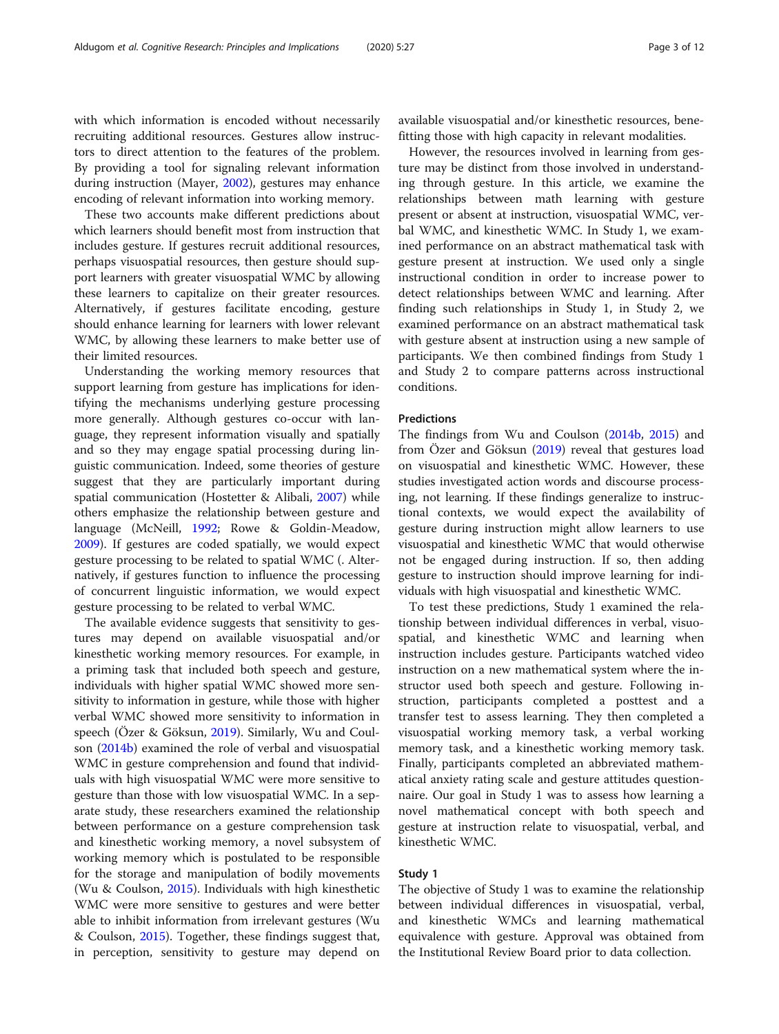with which information is encoded without necessarily recruiting additional resources. Gestures allow instructors to direct attention to the features of the problem. By providing a tool for signaling relevant information during instruction (Mayer, 2002), gestures may enhance encoding of relevant information into working memory.

These two accounts make different predictions about which learners should benefit most from instruction that includes gesture. If gestures recruit additional resources, perhaps visuospatial resources, then gesture should support learners with greater visuospatial WMC by allowing these learners to capitalize on their greater resources. Alternatively, if gestures facilitate encoding, gesture should enhance learning for learners with lower relevant WMC, by allowing these learners to make better use of their limited resources.

Understanding the working memory resources that support learning from gesture has implications for identifying the mechanisms underlying gesture processing more generally. Although gestures co-occur with language, they represent information visually and spatially and so they may engage spatial processing during linguistic communication. Indeed, some theories of gesture suggest that they are particularly important during spatial communication (Hostetter & Alibali, 2007) while others emphasize the relationship between gesture and language (McNeill, 1992; Rowe & Goldin-Meadow, 2009). If gestures are coded spatially, we would expect gesture processing to be related to spatial WMC (. Alternatively, if gestures function to influence the processing of concurrent linguistic information, we would expect gesture processing to be related to verbal WMC.

The available evidence suggests that sensitivity to gestures may depend on available visuospatial and/or kinesthetic working memory resources. For example, in a priming task that included both speech and gesture, individuals with higher spatial WMC showed more sensitivity to information in gesture, while those with higher verbal WMC showed more sensitivity to information in speech (Özer & Göksun, 2019). Similarly, Wu and Coulson (2014b) examined the role of verbal and visuospatial WMC in gesture comprehension and found that individuals with high visuospatial WMC were more sensitive to gesture than those with low visuospatial WMC. In a separate study, these researchers examined the relationship between performance on a gesture comprehension task and kinesthetic working memory, a novel subsystem of working memory which is postulated to be responsible for the storage and manipulation of bodily movements (Wu & Coulson, 2015). Individuals with high kinesthetic WMC were more sensitive to gestures and were better able to inhibit information from irrelevant gestures (Wu & Coulson, 2015). Together, these findings suggest that, in perception, sensitivity to gesture may depend on available visuospatial and/or kinesthetic resources, benefitting those with high capacity in relevant modalities.

However, the resources involved in learning from gesture may be distinct from those involved in understanding through gesture. In this article, we examine the relationships between math learning with gesture present or absent at instruction, visuospatial WMC, verbal WMC, and kinesthetic WMC. In Study 1, we examined performance on an abstract mathematical task with gesture present at instruction. We used only a single instructional condition in order to increase power to detect relationships between WMC and learning. After finding such relationships in Study 1, in Study 2, we examined performance on an abstract mathematical task with gesture absent at instruction using a new sample of participants. We then combined findings from Study 1 and Study 2 to compare patterns across instructional conditions.

### Predictions

The findings from Wu and Coulson (2014b, 2015) and from Özer and Göksun (2019) reveal that gestures load on visuospatial and kinesthetic WMC. However, these studies investigated action words and discourse processing, not learning. If these findings generalize to instructional contexts, we would expect the availability of gesture during instruction might allow learners to use visuospatial and kinesthetic WMC that would otherwise not be engaged during instruction. If so, then adding gesture to instruction should improve learning for individuals with high visuospatial and kinesthetic WMC.

To test these predictions, Study 1 examined the relationship between individual differences in verbal, visuospatial, and kinesthetic WMC and learning when instruction includes gesture. Participants watched video instruction on a new mathematical system where the instructor used both speech and gesture. Following instruction, participants completed a posttest and a transfer test to assess learning. They then completed a visuospatial working memory task, a verbal working memory task, and a kinesthetic working memory task. Finally, participants completed an abbreviated mathematical anxiety rating scale and gesture attitudes questionnaire. Our goal in Study 1 was to assess how learning a novel mathematical concept with both speech and gesture at instruction relate to visuospatial, verbal, and kinesthetic WMC.

## Study 1

The objective of Study 1 was to examine the relationship between individual differences in visuospatial, verbal, and kinesthetic WMCs and learning mathematical equivalence with gesture. Approval was obtained from the Institutional Review Board prior to data collection.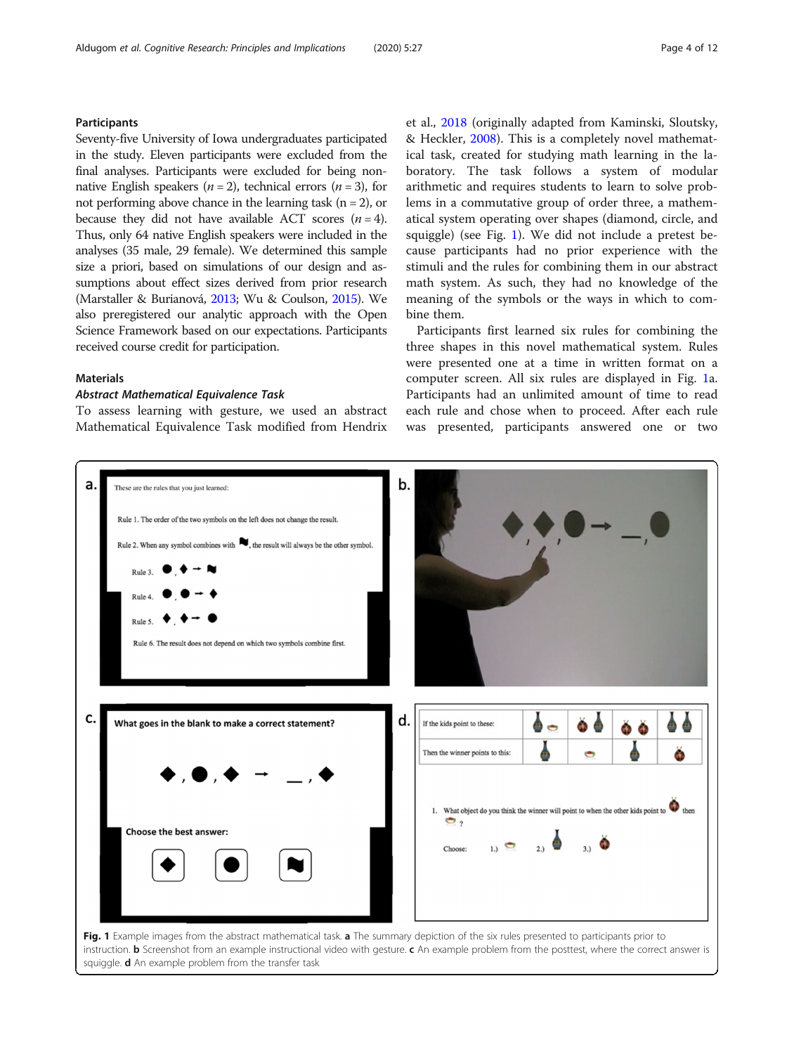## Participants

Seventy-five University of Iowa undergraduates participated in the study. Eleven participants were excluded from the final analyses. Participants were excluded for being non-native English speakers ($n = 2$), technical errors ($n = 3$), for not performing above chance in the learning task ($n = 2$), or because they did not have available ACT scores ($n = 4$). Thus, only 64 native English speakers were included in the analyses (35 male, 29 female). We determined this sample size a priori, based on simulations of our design and assumptions about effect sizes derived from prior research (Marstaller & Burianová, 2013; Wu & Coulson, 2015). We also preregistered our analytic approach with the Open Science Framework based on our expectations. Participants received course credit for participation.

## Materials

### *Abstract Mathematical Equivalence Task*

To assess learning with gesture, we used an abstract Mathematical Equivalence Task modified from Hendrix et al., 2018 (originally adapted from Kaminski, Sloutsky, & Heckler, 2008). This is a completely novel mathematical task, created for studying math learning in the laboratory. The task follows a system of modular arithmetic and requires students to learn to solve problems in a commutative group of order three, a mathematical system operating over shapes (diamond, circle, and squiggle) (see Fig. 1). We did not include a pretest because participants had no prior experience with the stimuli and the rules for combining them in our abstract math system. As such, they had no knowledge of the meaning of the symbols or the ways in which to combine them.

Participants first learned six rules for combining the three shapes in this novel mathematical system. Rules were presented one at a time in written format on a computer screen. All six rules are displayed in Fig. 1a. Participants had an unlimited amount of time to read each rule and chose when to proceed. After each rule was presented, participants answered one or two

**Fig. 1** Example images from the abstract mathematical task. **a** The summary depiction of the six rules presented to participants prior to instruction. **b** Screenshot from an example instructional video with gesture. **c** An example problem from the posttest, where the correct answer is squiggle. **d** An example problem from the transfer task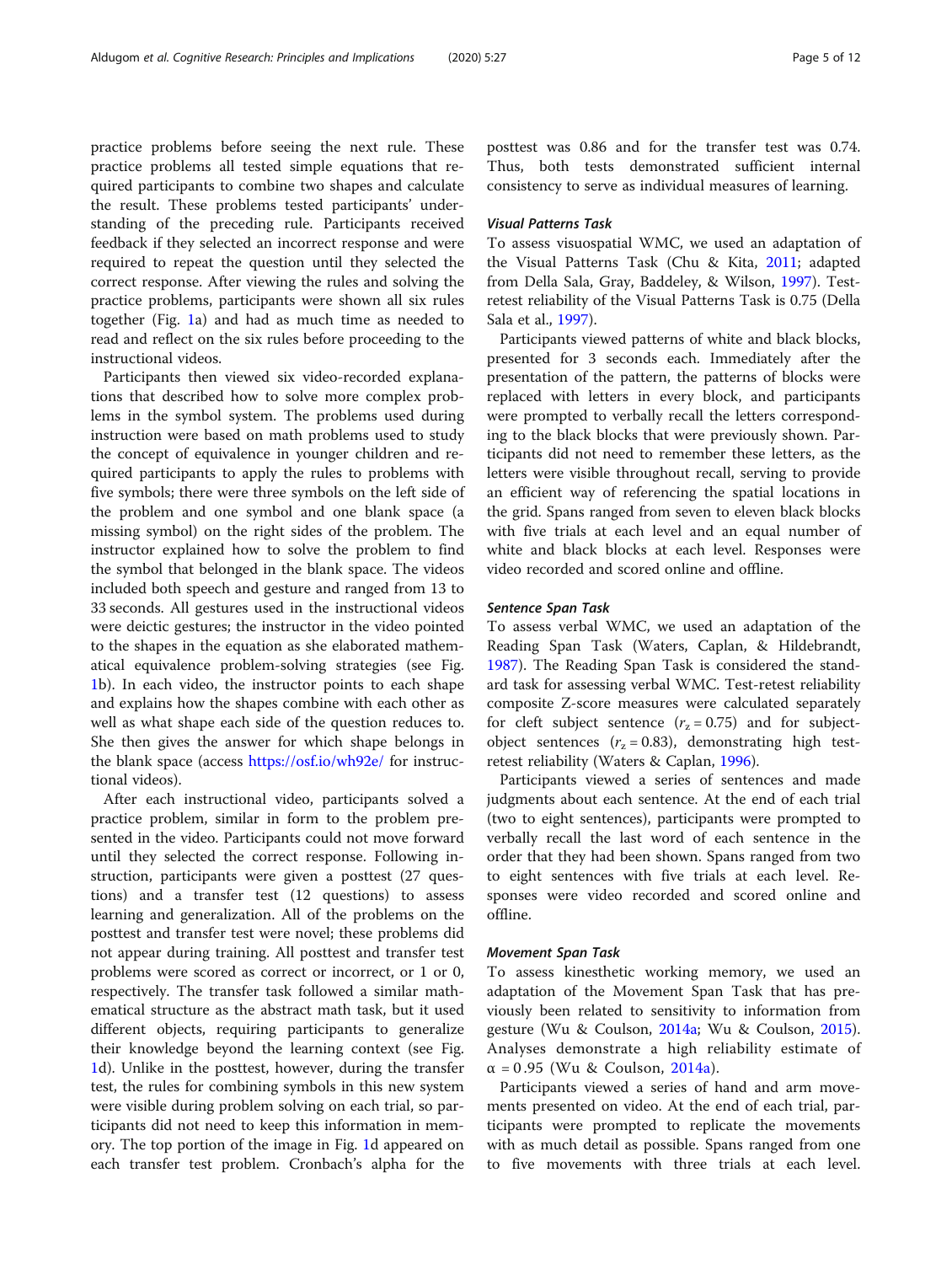practice problems before seeing the next rule. These practice problems all tested simple equations that required participants to combine two shapes and calculate the result. These problems tested participants' understanding of the preceding rule. Participants received feedback if they selected an incorrect response and were required to repeat the question until they selected the correct response. After viewing the rules and solving the practice problems, participants were shown all six rules together (Fig. 1a) and had as much time as needed to read and reflect on the six rules before proceeding to the instructional videos.

Participants then viewed six video-recorded explanations that described how to solve more complex problems in the symbol system. The problems used during instruction were based on math problems used to study the concept of equivalence in younger children and required participants to apply the rules to problems with five symbols; there were three symbols on the left side of the problem and one symbol and one blank space (a missing symbol) on the right sides of the problem. The instructor explained how to solve the problem to find the symbol that belonged in the blank space. The videos included both speech and gesture and ranged from 13 to 33 seconds. All gestures used in the instructional videos were deictic gestures; the instructor in the video pointed to the shapes in the equation as she elaborated mathematical equivalence problem-solving strategies (see Fig. 1b). In each video, the instructor points to each shape and explains how the shapes combine with each other as well as what shape each side of the question reduces to. She then gives the answer for which shape belongs in the blank space (access https://osf.io/wh92e/ for instructional videos).

After each instructional video, participants solved a practice problem, similar in form to the problem presented in the video. Participants could not move forward until they selected the correct response. Following instruction, participants were given a posttest (27 questions) and a transfer test (12 questions) to assess learning and generalization. All of the problems on the posttest and transfer test were novel; these problems did not appear during training. All posttest and transfer test problems were scored as correct or incorrect, or 1 or 0, respectively. The transfer task followed a similar mathematical structure as the abstract math task, but it used different objects, requiring participants to generalize their knowledge beyond the learning context (see Fig. 1d). Unlike in the posttest, however, during the transfer test, the rules for combining symbols in this new system were visible during problem solving on each trial, so participants did not need to keep this information in memory. The top portion of the image in Fig. 1d appeared on each transfer test problem. Cronbach's alpha for the posttest was 0.86 and for the transfer test was 0.74. Thus, both tests demonstrated sufficient internal consistency to serve as individual measures of learning.

#### *Visual Patterns Task*

To assess visuospatial WMC, we used an adaptation of the Visual Patterns Task (Chu & Kita, 2011; adapted from Della Sala, Gray, Baddeley, & Wilson, 1997). Test-retest reliability of the Visual Patterns Task is 0.75 (Della Sala et al., 1997).

Participants viewed patterns of white and black blocks, presented for 3 seconds each. Immediately after the presentation of the pattern, the patterns of blocks were replaced with letters in every block, and participants were prompted to verbally recall the letters corresponding to the black blocks that were previously shown. Participants did not need to remember these letters, as the letters were visible throughout recall, serving to provide an efficient way of referencing the spatial locations in the grid. Spans ranged from seven to eleven black blocks with five trials at each level and an equal number of white and black blocks at each level. Responses were video recorded and scored online and offline.

#### *Sentence Span Task*

To assess verbal WMC, we used an adaptation of the Reading Span Task (Waters, Caplan, & Hildebrandt, 1987). The Reading Span Task is considered the standard task for assessing verbal WMC. Test-retest reliability composite Z-score measures were calculated separately for cleft subject sentence ($r_z = 0.75$) and for subject-object sentences ($r_z = 0.83$), demonstrating high test-retest reliability (Waters & Caplan, 1996).

Participants viewed a series of sentences and made judgments about each sentence. At the end of each trial (two to eight sentences), participants were prompted to verbally recall the last word of each sentence in the order that they had been shown. Spans ranged from two to eight sentences with five trials at each level. Responses were video recorded and scored online and offline.

#### *Movement Span Task*

To assess kinesthetic working memory, we used an adaptation of the Movement Span Task that has previously been related to sensitivity to information from gesture (Wu & Coulson, 2014a; Wu & Coulson, 2015). Analyses demonstrate a high reliability estimate of $\alpha = 0.95$ (Wu & Coulson, 2014a).

Participants viewed a series of hand and arm movements presented on video. At the end of each trial, participants were prompted to replicate the movements with as much detail as possible. Spans ranged from one to five movements with three trials at each level.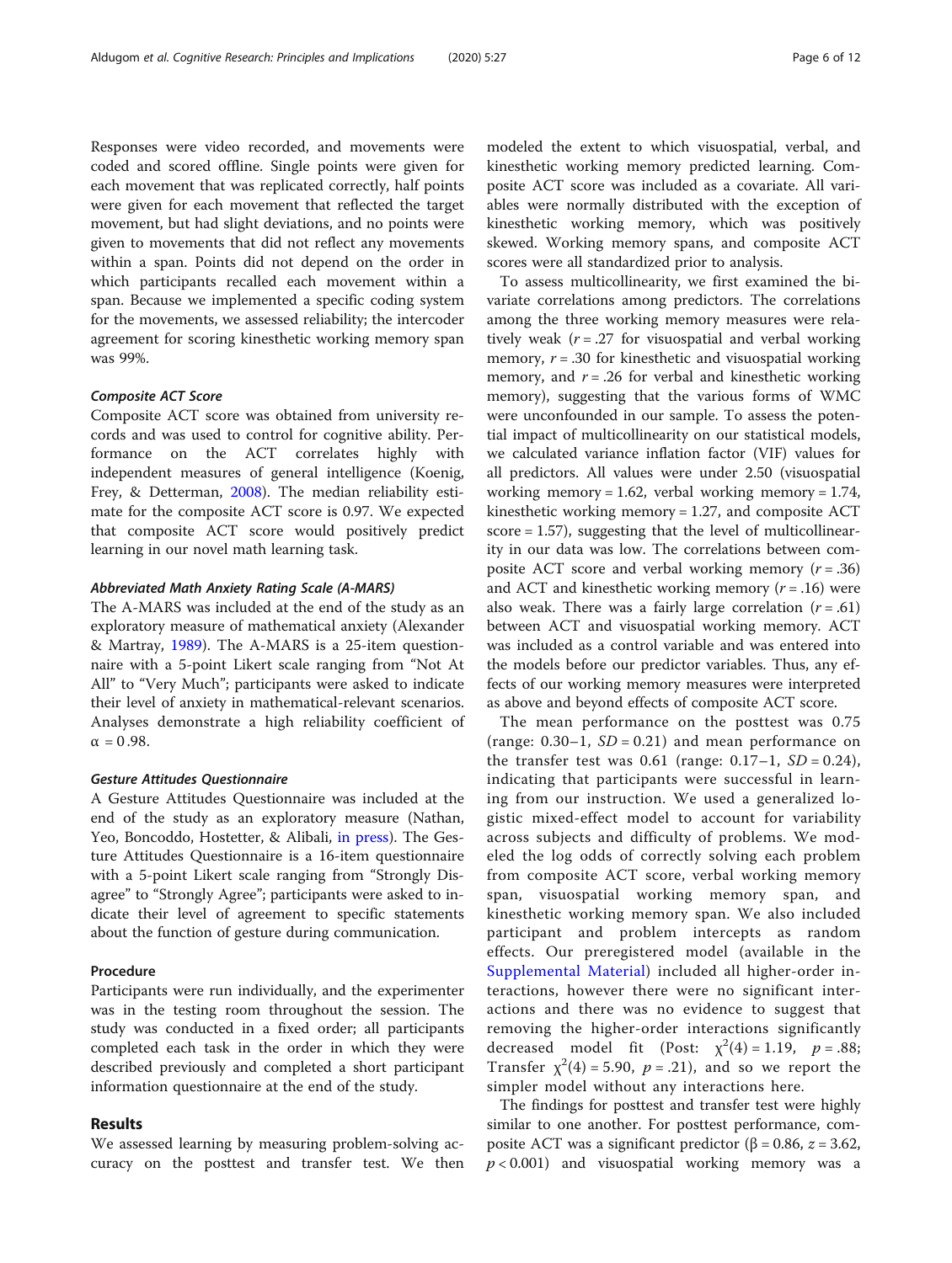Responses were video recorded, and movements were coded and scored offline. Single points were given for each movement that was replicated correctly, half points were given for each movement that reflected the target movement, but had slight deviations, and no points were given to movements that did not reflect any movements within a span. Points did not depend on the order in which participants recalled each movement within a span. Because we implemented a specific coding system for the movements, we assessed reliability; the intercoder agreement for scoring kinesthetic working memory span was 99%.

#### *Composite ACT Score*

Composite ACT score was obtained from university records and was used to control for cognitive ability. Performance on the ACT correlates highly with independent measures of general intelligence (Koenig, Frey, & Detterman, 2008). The median reliability estimate for the composite ACT score is 0.97. We expected that composite ACT score would positively predict learning in our novel math learning task.

#### *Abbreviated Math Anxiety Rating Scale (A-MARS)*

The A-MARS was included at the end of the study as an exploratory measure of mathematical anxiety (Alexander & Martray, 1989). The A-MARS is a 25-item questionnaire with a 5-point Likert scale ranging from "Not At All" to "Very Much"; participants were asked to indicate their level of anxiety in mathematical-relevant scenarios. Analyses demonstrate a high reliability coefficient of $\alpha = 0.98$.

#### *Gesture Attitudes Questionnaire*

A Gesture Attitudes Questionnaire was included at the end of the study as an exploratory measure (Nathan, Yeo, Boncoddo, Hostetter, & Alibali, in press). The Gesture Attitudes Questionnaire is a 16-item questionnaire with a 5-point Likert scale ranging from "Strongly Disagree" to "Strongly Agree"; participants were asked to indicate their level of agreement to specific statements about the function of gesture during communication.

### Procedure

Participants were run individually, and the experimenter was in the testing room throughout the session. The study was conducted in a fixed order; all participants completed each task in the order in which they were described previously and completed a short participant information questionnaire at the end of the study.

## Results

We assessed learning by measuring problem-solving accuracy on the posttest and transfer test. We then modeled the extent to which visuospatial, verbal, and kinesthetic working memory predicted learning. Composite ACT score was included as a covariate. All variables were normally distributed with the exception of kinesthetic working memory, which was positively skewed. Working memory spans, and composite ACT scores were all standardized prior to analysis.

To assess multicollinearity, we first examined the bivariate correlations among predictors. The correlations among the three working memory measures were relatively weak ($r = .27$ for visuospatial and verbal working memory, $r = .30$ for kinesthetic and visuospatial working memory, and $r = .26$ for verbal and kinesthetic working memory), suggesting that the various forms of WMC were unconfounded in our sample. To assess the potential impact of multicollinearity on our statistical models, we calculated variance inflation factor (VIF) values for all predictors. All values were under 2.50 (visuospatial working memory = 1.62, verbal working memory = 1.74, kinesthetic working memory = 1.27, and composite ACT score = 1.57), suggesting that the level of multicollinearity in our data was low. The correlations between composite ACT score and verbal working memory ($r = .36$) and ACT and kinesthetic working memory ($r = .16$) were also weak. There was a fairly large correlation ($r = .61$) between ACT and visuospatial working memory. ACT was included as a control variable and was entered into the models before our predictor variables. Thus, any effects of our working memory measures were interpreted as above and beyond effects of composite ACT score.

The mean performance on the posttest was 0.75 (range: 0.30–1, $SD = 0.21$) and mean performance on the transfer test was 0.61 (range: 0.17–1, $SD = 0.24$), indicating that participants were successful in learning from our instruction. We used a generalized logistic mixed-effect model to account for variability across subjects and difficulty of problems. We modeled the log odds of correctly solving each problem from composite ACT score, verbal working memory span, visuospatial working memory span, and kinesthetic working memory span. We also included participant and problem intercepts as random effects. Our preregistered model (available in the Supplemental Material) included all higher-order interactions, however there were no significant interactions and there was no evidence to suggest that removing the higher-order interactions significantly decreased model fit (Post: $\chi^2(4) = 1.19$, $p = .88$; Transfer $\chi^2(4) = 5.90$, $p = .21$), and so we report the simpler model without any interactions here.

The findings for posttest and transfer test were highly similar to one another. For posttest performance, composite ACT was a significant predictor ($\beta = 0.86$, $z = 3.62$, $p < 0.001$) and visuospatial working memory was a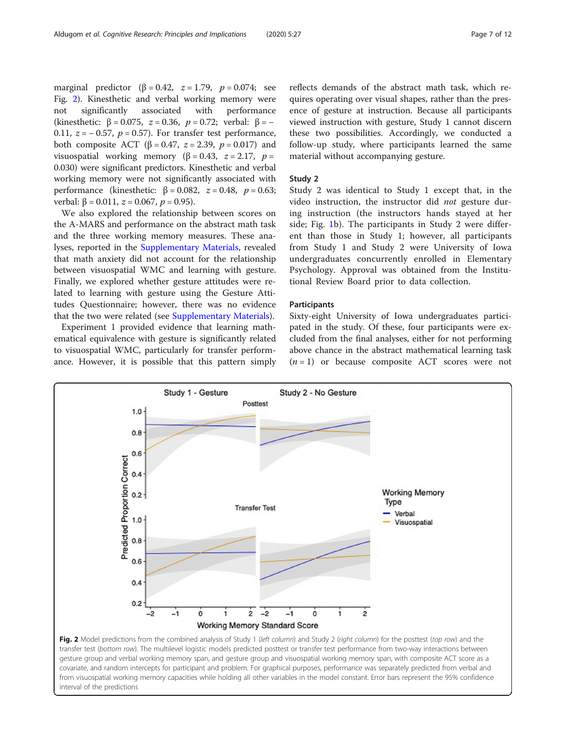marginal predictor ($\beta = 0.42$, $z = 1.79$, $p = 0.074$; see Fig. 2). Kinesthetic and verbal working memory were not significantly associated with performance (kinesthetic: $\beta = 0.075$, $z = 0.36$, $p = 0.72$; verbal: $\beta = -0.11$, $z = -0.57$, $p = 0.57$). For transfer test performance, both composite ACT ($\beta = 0.47$, $z = 2.39$, $p = 0.017$) and visuospatial working memory ($\beta = 0.43$, $z = 2.17$, $p = 0.030$) were significant predictors. Kinesthetic and verbal working memory were not significantly associated with performance (kinesthetic: $\beta = 0.082$, $z = 0.48$, $p = 0.63$; verbal: $\beta = 0.011$, $z = 0.067$, $p = 0.95$).

We also explored the relationship between scores on the A-MARS and performance on the abstract math task and the three working memory measures. These analyses, reported in the Supplementary Materials, revealed that math anxiety did not account for the relationship between visuospatial WMC and learning with gesture. Finally, we explored whether gesture attitudes were related to learning with gesture using the Gesture Attitudes Questionnaire; however, there was no evidence that the two were related (see Supplementary Materials).

Experiment 1 provided evidence that learning mathematical equivalence with gesture is significantly related to visuospatial WMC, particularly for transfer performance. However, it is possible that this pattern simply reflects demands of the abstract math task, which requires operating over visual shapes, rather than the presence of gesture at instruction. Because all participants viewed instruction with gesture, Study 1 cannot discern these two possibilities. Accordingly, we conducted a follow-up study, where participants learned the same material without accompanying gesture.

## Study 2

Study 2 was identical to Study 1 except that, in the video instruction, the instructor did *not* gesture during instruction (the instructors hands stayed at her side; Fig. 1b). The participants in Study 2 were different than those in Study 1; however, all participants from Study 1 and Study 2 were University of Iowa undergraduates concurrently enrolled in Elementary Psychology. Approval was obtained from the Institutional Review Board prior to data collection.

### Participants

Sixty-eight University of Iowa undergraduates participated in the study. Of these, four participants were excluded from the final analyses, either for not performing above chance in the abstract mathematical learning task ($n = 1$) or because composite ACT scores were not

**Fig. 2** Model predictions from the combined analysis of Study 1 (*left column*) and Study 2 (*right column*) for the posttest (*top row*) and the transfer test (*bottom row*). The multilevel logistic models predicted posttest or transfer test performance from two-way interactions between gesture group and verbal working memory span, and gesture group and visuospatial working memory span, with composite ACT score as a covariate, and random intercepts for participant and problem. For graphical purposes, performance was separately predicted from verbal and from visuospatial working memory capacities while holding all other variables in the model constant. Error bars represent the 95% confidence interval of the predictions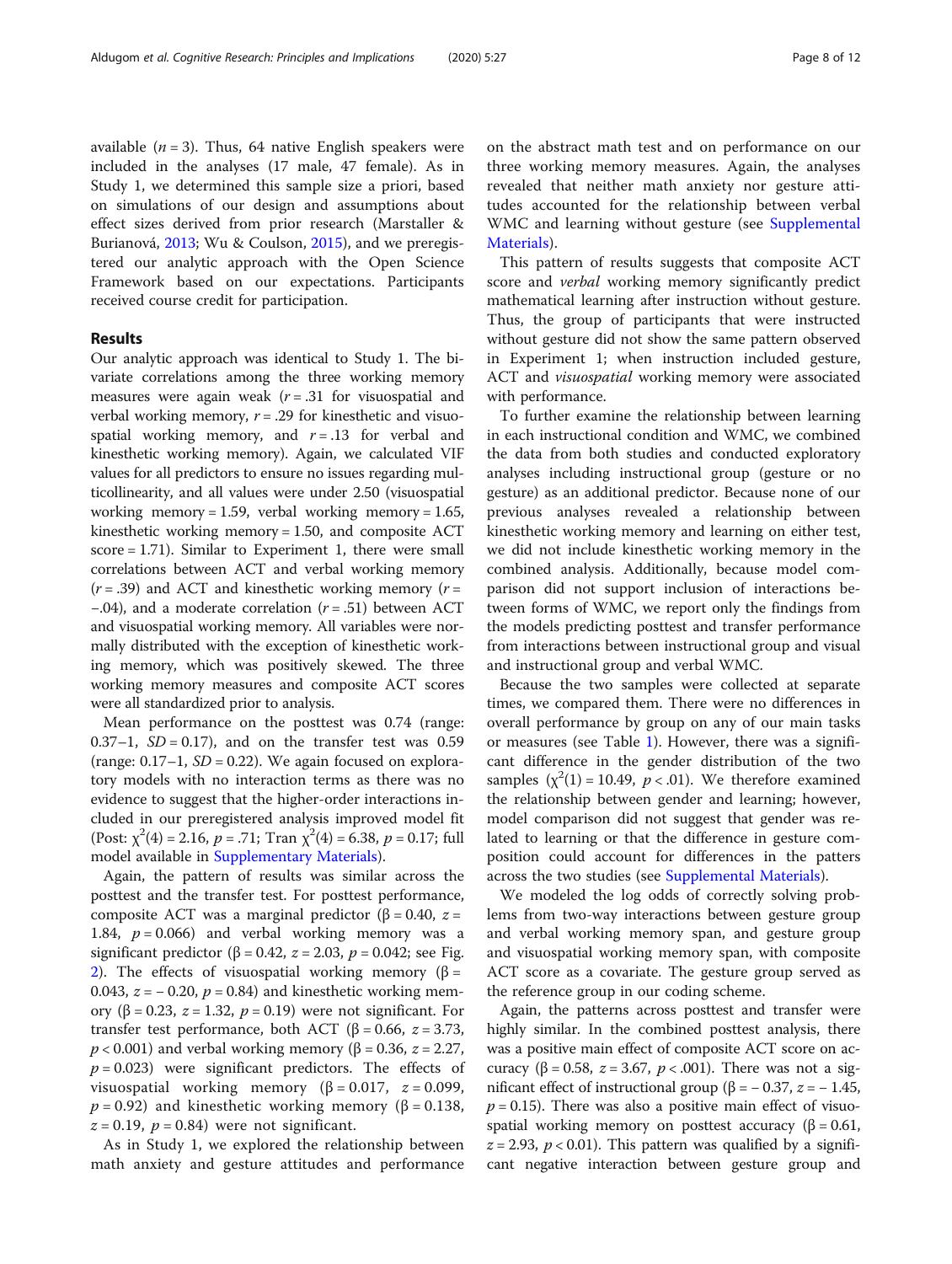available ($n = 3$). Thus, 64 native English speakers were included in the analyses (17 male, 47 female). As in Study 1, we determined this sample size a priori, based on simulations of our design and assumptions about effect sizes derived from prior research (Marstaller & Burianová, 2013; Wu & Coulson, 2015), and we preregistered our analytic approach with the Open Science Framework based on our expectations. Participants received course credit for participation.

## Results

Our analytic approach was identical to Study 1. The bivariate correlations among the three working memory measures were again weak ($r = .31$ for visuospatial and verbal working memory, $r = .29$ for kinesthetic and visuospatial working memory, and $r = .13$ for verbal and kinesthetic working memory). Again, we calculated VIF values for all predictors to ensure no issues regarding multicollinearity, and all values were under 2.50 (visuospatial working memory = 1.59, verbal working memory = 1.65, kinesthetic working memory = 1.50, and composite ACT score = 1.71). Similar to Experiment 1, there were small correlations between ACT and verbal working memory ($r = .39$) and ACT and kinesthetic working memory ($r = -.04$), and a moderate correlation ($r = .51$) between ACT and visuospatial working memory. All variables were normally distributed with the exception of kinesthetic working memory, which was positively skewed. The three working memory measures and composite ACT scores were all standardized prior to analysis.

Mean performance on the posttest was 0.74 (range: 0.37–1, $SD = 0.17$), and on the transfer test was 0.59 (range: 0.17–1, $SD = 0.22$). We again focused on exploratory models with no interaction terms as there was no evidence to suggest that the higher-order interactions included in our preregistered analysis improved model fit (Post: $\chi^2(4) = 2.16$, $p = .71$; Tran $\chi^2(4) = 6.38$, $p = 0.17$; full model available in Supplementary Materials).

Again, the pattern of results was similar across the posttest and the transfer test. For posttest performance, composite ACT was a marginal predictor ($\beta = 0.40$, $z = 1.84$, $p = 0.066$) and verbal working memory was a significant predictor ($\beta = 0.42$, $z = 2.03$, $p = 0.042$; see Fig. 2). The effects of visuospatial working memory ($\beta = 0.043$, $z = -0.20$, $p = 0.84$) and kinesthetic working memory ($\beta = 0.23$, $z = 1.32$, $p = 0.19$) were not significant. For transfer test performance, both ACT ($\beta = 0.66$, $z = 3.73$, $p < 0.001$) and verbal working memory ($\beta = 0.36$, $z = 2.27$, $p = 0.023$) were significant predictors. The effects of visuospatial working memory ($\beta = 0.017$, $z = 0.099$, $p = 0.92$) and kinesthetic working memory ($\beta = 0.138$, $z = 0.19$, $p = 0.84$) were not significant.

As in Study 1, we explored the relationship between math anxiety and gesture attitudes and performance on the abstract math test and on performance on our three working memory measures. Again, the analyses revealed that neither math anxiety nor gesture attitudes accounted for the relationship between verbal WMC and learning without gesture (see Supplemental Materials).

This pattern of results suggests that composite ACT score and *verbal* working memory significantly predict mathematical learning after instruction without gesture. Thus, the group of participants that were instructed without gesture did not show the same pattern observed in Experiment 1; when instruction included gesture, ACT and *visuospatial* working memory were associated with performance.

To further examine the relationship between learning in each instructional condition and WMC, we combined the data from both studies and conducted exploratory analyses including instructional group (gesture or no gesture) as an additional predictor. Because none of our previous analyses revealed a relationship between kinesthetic working memory and learning on either test, we did not include kinesthetic working memory in the combined analysis. Additionally, because model comparison did not support inclusion of interactions between forms of WMC, we report only the findings from the models predicting posttest and transfer performance from interactions between instructional group and visual and instructional group and verbal WMC.

Because the two samples were collected at separate times, we compared them. There were no differences in overall performance by group on any of our main tasks or measures (see Table 1). However, there was a significant difference in the gender distribution of the two samples ($\chi^2(1) = 10.49$, $p < .01$). We therefore examined the relationship between gender and learning; however, model comparison did not suggest that gender was related to learning or that the difference in gesture composition could account for differences in the patters across the two studies (see Supplemental Materials).

We modeled the log odds of correctly solving problems from two-way interactions between gesture group and verbal working memory span, and gesture group and visuospatial working memory span, with composite ACT score as a covariate. The gesture group served as the reference group in our coding scheme.

Again, the patterns across posttest and transfer were highly similar. In the combined posttest analysis, there was a positive main effect of composite ACT score on accuracy ($\beta = 0.58$, $z = 3.67$, $p < .001$). There was not a significant effect of instructional group ($\beta = -0.37$, $z = -1.45$, $p = 0.15$). There was also a positive main effect of visuospatial working memory on posttest accuracy ($\beta = 0.61$, $z = 2.93$, $p < 0.01$). This pattern was qualified by a significant negative interaction between gesture group and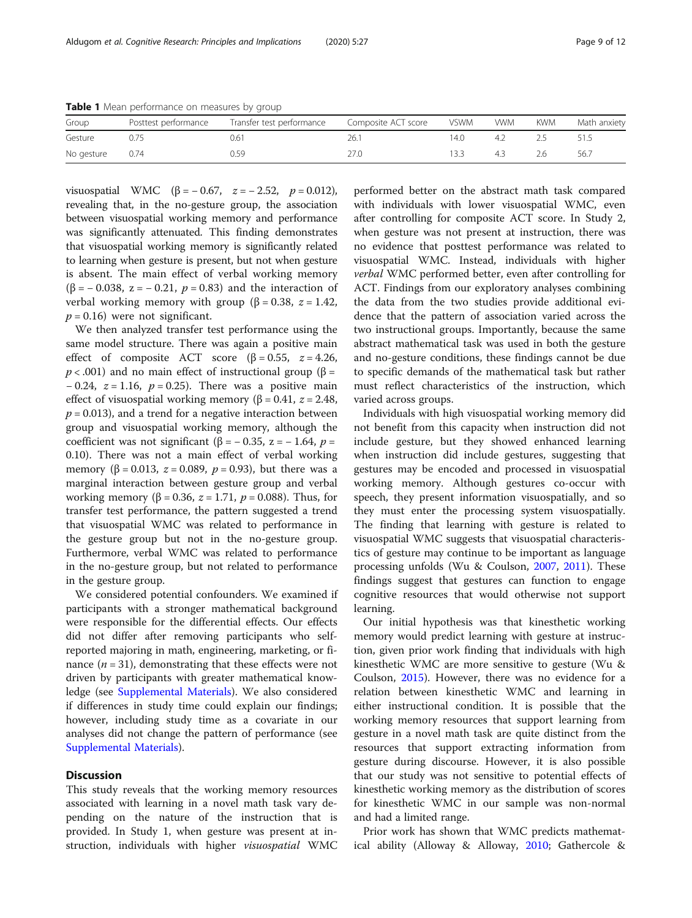**Table 1** Mean performance on measures by group

| Group | Posttest performance | Transfer test performance | Composite ACT score | VSWM | VWM | KWM | Math anxiety |
|---|---|---|---|---|---|---|---|
| Gesture | 0.75 | 0.61 | 26.1 | 14.0 | 4.2 | 2.5 | 51.5 |
| No gesture | 0.74 | 0.59 | 27.0 | 13.3 | 4.3 | 2.6 | 56.7 |

visuospatial WMC ($\beta = -0.67$, $z = -2.52$, $p = 0.012$), revealing that, in the no-gesture group, the association between visuospatial working memory and performance was significantly attenuated. This finding demonstrates that visuospatial working memory is significantly related to learning when gesture is present, but not when gesture is absent. The main effect of verbal working memory ($\beta = -0.038$, $z = -0.21$, $p = 0.83$) and the interaction of verbal working memory with group ($\beta = 0.38$, $z = 1.42$, $p = 0.16$) were not significant.

We then analyzed transfer test performance using the same model structure. There was again a positive main effect of composite ACT score ($\beta = 0.55$, $z = 4.26$, $p < .001$) and no main effect of instructional group ($\beta = -0.24$, $z = 1.16$, $p = 0.25$). There was a positive main effect of visuospatial working memory ($\beta = 0.41$, $z = 2.48$, $p = 0.013$), and a trend for a negative interaction between group and visuospatial working memory, although the coefficient was not significant ($\beta = -0.35$, $z = -1.64$, $p = 0.10$). There was not a main effect of verbal working memory ($\beta = 0.013$, $z = 0.089$, $p = 0.93$), but there was a marginal interaction between gesture group and verbal working memory ($\beta = 0.36$, $z = 1.71$, $p = 0.088$). Thus, for transfer test performance, the pattern suggested a trend that visuospatial WMC was related to performance in the gesture group but not in the no-gesture group. Furthermore, verbal WMC was related to performance in the no-gesture group, but not related to performance in the gesture group.

We considered potential confounders. We examined if participants with a stronger mathematical background were responsible for the differential effects. Our effects did not differ after removing participants who self-reported majoring in math, engineering, marketing, or finance ($n = 31$), demonstrating that these effects were not driven by participants with greater mathematical knowledge (see Supplemental Materials). We also considered if differences in study time could explain our findings; however, including study time as a covariate in our analyses did not change the pattern of performance (see Supplemental Materials).

## Discussion

This study reveals that the working memory resources associated with learning in a novel math task vary depending on the nature of the instruction that is provided. In Study 1, when gesture was present at instruction, individuals with higher *visuospatial* WMC performed better on the abstract math task compared with individuals with lower visuospatial WMC, even after controlling for composite ACT score. In Study 2, when gesture was not present at instruction, there was no evidence that posttest performance was related to visuospatial WMC. Instead, individuals with higher *verbal* WMC performed better, even after controlling for ACT. Findings from our exploratory analyses combining the data from the two studies provide additional evidence that the pattern of association varied across the two instructional groups. Importantly, because the same abstract mathematical task was used in both the gesture and no-gesture conditions, these findings cannot be due to specific demands of the mathematical task but rather must reflect characteristics of the instruction, which varied across groups.

Individuals with high visuospatial working memory did not benefit from this capacity when instruction did not include gesture, but they showed enhanced learning when instruction did include gestures, suggesting that gestures may be encoded and processed in visuospatial working memory. Although gestures co-occur with speech, they present information visuospatially, and so they must enter the processing system visuospatially. The finding that learning with gesture is related to visuospatial WMC suggests that visuospatial characteristics of gesture may continue to be important as language processing unfolds (Wu & Coulson, 2007, 2011). These findings suggest that gestures can function to engage cognitive resources that would otherwise not support learning.

Our initial hypothesis was that kinesthetic working memory would predict learning with gesture at instruction, given prior work finding that individuals with high kinesthetic WMC are more sensitive to gesture (Wu & Coulson, 2015). However, there was no evidence for a relation between kinesthetic WMC and learning in either instructional condition. It is possible that the working memory resources that support learning from gesture in a novel math task are quite distinct from the resources that support extracting information from gesture during discourse. However, it is also possible that our study was not sensitive to potential effects of kinesthetic working memory as the distribution of scores for kinesthetic WMC in our sample was non-normal and had a limited range.

Prior work has shown that WMC predicts mathematical ability (Alloway & Alloway, 2010; Gathercole &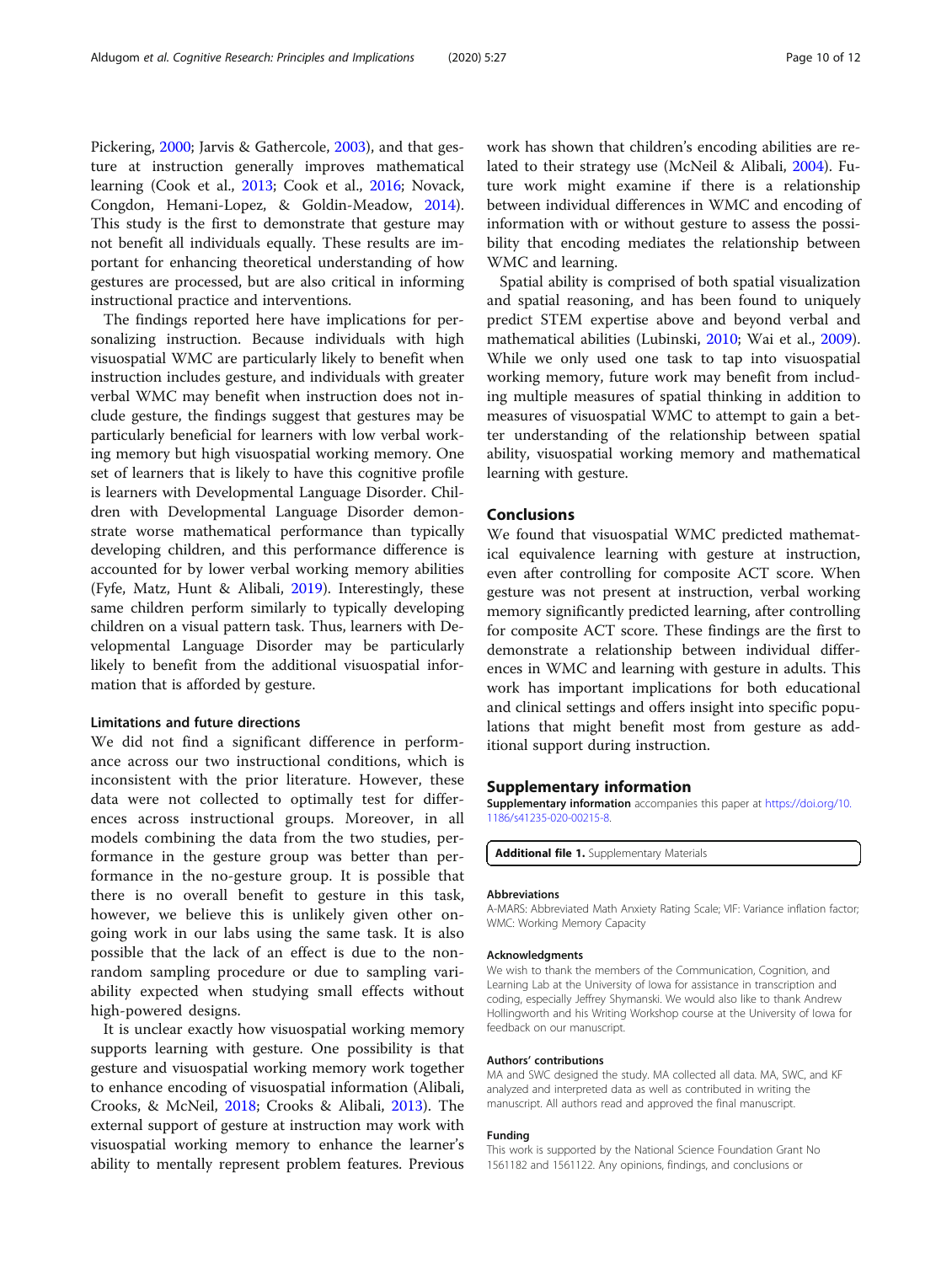Pickering, 2000; Jarvis & Gathercole, 2003), and that gesture at instruction generally improves mathematical learning (Cook et al., 2013; Cook et al., 2016; Novack, Congdon, Hemani-Lopez, & Goldin-Meadow, 2014). This study is the first to demonstrate that gesture may not benefit all individuals equally. These results are important for enhancing theoretical understanding of how gestures are processed, but are also critical in informing instructional practice and interventions.

The findings reported here have implications for personalizing instruction. Because individuals with high visuospatial WMC are particularly likely to benefit when instruction includes gesture, and individuals with greater verbal WMC may benefit when instruction does not include gesture, the findings suggest that gestures may be particularly beneficial for learners with low verbal working memory but high visuospatial working memory. One set of learners that is likely to have this cognitive profile is learners with Developmental Language Disorder. Children with Developmental Language Disorder demonstrate worse mathematical performance than typically developing children, and this performance difference is accounted for by lower verbal working memory abilities (Fyfe, Matz, Hunt & Alibali, 2019). Interestingly, these same children perform similarly to typically developing children on a visual pattern task. Thus, learners with Developmental Language Disorder may be particularly likely to benefit from the additional visuospatial information that is afforded by gesture.

### Limitations and future directions

We did not find a significant difference in performance across our two instructional conditions, which is inconsistent with the prior literature. However, these data were not collected to optimally test for differences across instructional groups. Moreover, in all models combining the data from the two studies, performance in the gesture group was better than performance in the no-gesture group. It is possible that there is no overall benefit to gesture in this task, however, we believe this is unlikely given other ongoing work in our labs using the same task. It is also possible that the lack of an effect is due to the non-random sampling procedure or due to sampling variability expected when studying small effects without high-powered designs.

It is unclear exactly how visuospatial working memory supports learning with gesture. One possibility is that gesture and visuospatial working memory work together to enhance encoding of visuospatial information (Alibali, Crooks, & McNeil, 2018; Crooks & Alibali, 2013). The external support of gesture at instruction may work with visuospatial working memory to enhance the learner's ability to mentally represent problem features. Previous work has shown that children's encoding abilities are related to their strategy use (McNeil & Alibali, 2004). Future work might examine if there is a relationship between individual differences in WMC and encoding of information with or without gesture to assess the possibility that encoding mediates the relationship between WMC and learning.

Spatial ability is comprised of both spatial visualization and spatial reasoning, and has been found to uniquely predict STEM expertise above and beyond verbal and mathematical abilities (Lubinski, 2010; Wai et al., 2009). While we only used one task to tap into visuospatial working memory, future work may benefit from including multiple measures of spatial thinking in addition to measures of visuospatial WMC to attempt to gain a better understanding of the relationship between spatial ability, visuospatial working memory and mathematical learning with gesture.

## Conclusions

We found that visuospatial WMC predicted mathematical equivalence learning with gesture at instruction, even after controlling for composite ACT score. When gesture was not present at instruction, verbal working memory significantly predicted learning, after controlling for composite ACT score. These findings are the first to demonstrate a relationship between individual differences in WMC and learning with gesture in adults. This work has important implications for both educational and clinical settings and offers insight into specific populations that might benefit most from gesture as additional support during instruction.

## Supplementary information

**Supplementary information** accompanies this paper at https://doi.org/10.1186/s41235-020-00215-8.

**Additional file 1.** Supplementary Materials

#### Abbreviations

A-MARS: Abbreviated Math Anxiety Rating Scale; VIF: Variance inflation factor; WMC: Working Memory Capacity

#### Acknowledgments

We wish to thank the members of the Communication, Cognition, and Learning Lab at the University of Iowa for assistance in transcription and coding, especially Jeffrey Shymanski. We would also like to thank Andrew Hollingworth and his Writing Workshop course at the University of Iowa for feedback on our manuscript.

#### Authors' contributions

MA and SWC designed the study. MA collected all data. MA, SWC, and KF analyzed and interpreted data as well as contributed in writing the manuscript. All authors read and approved the final manuscript.

#### Funding

This work is supported by the National Science Foundation Grant No 1561182 and 1561122. Any opinions, findings, and conclusions or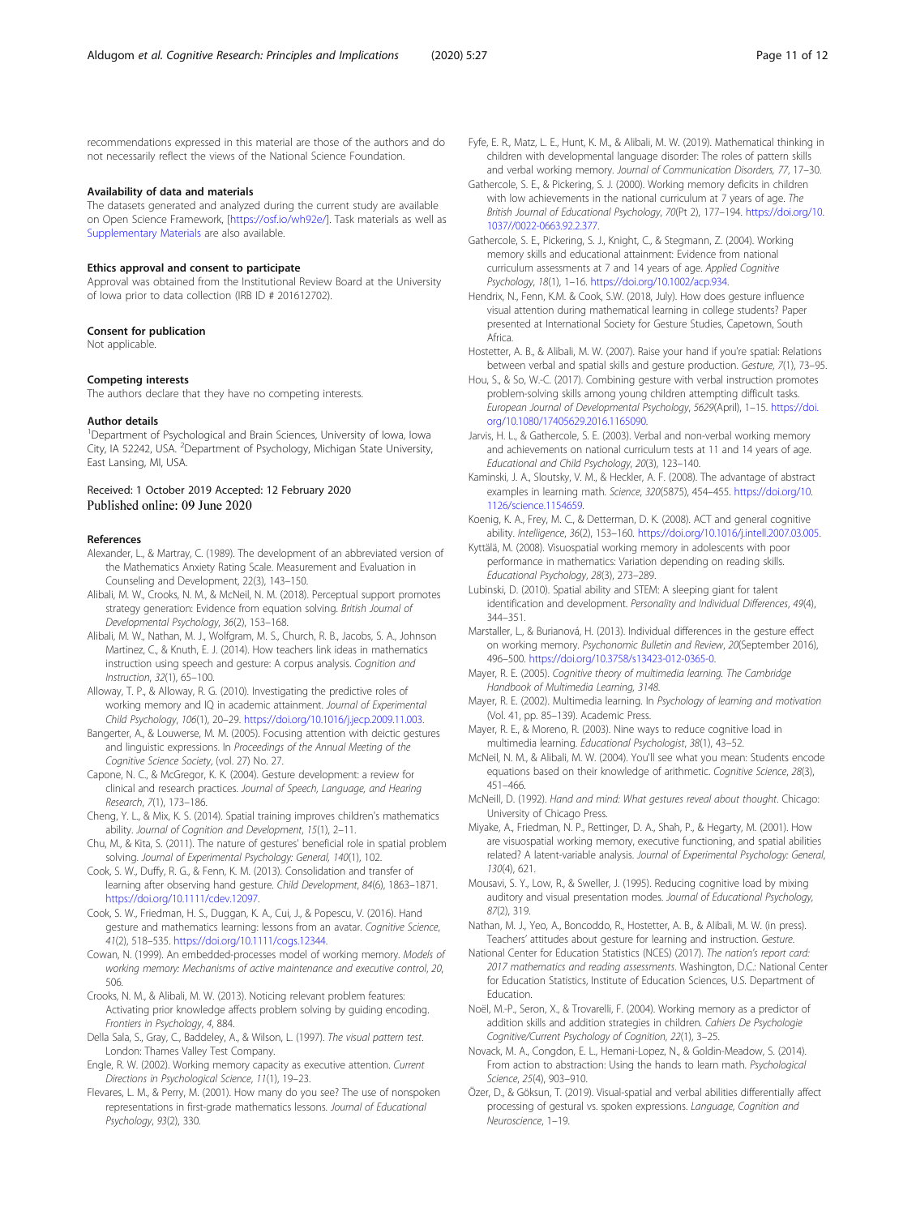recommendations expressed in this material are those of the authors and do not necessarily reflect the views of the National Science Foundation.

### Availability of data and materials

The datasets generated and analyzed during the current study are available on Open Science Framework, [https://osf.io/wh92e/]. Task materials as well as Supplementary Materials are also available.

### Ethics approval and consent to participate

Approval was obtained from the Institutional Review Board at the University of Iowa prior to data collection (IRB ID # 201612702).

### Consent for publication

Not applicable.

### Competing interests

The authors declare that they have no competing interests.

### Author details

[1]Department of Psychological and Brain Sciences, University of Iowa, Iowa City, IA 52242, USA. [2]Department of Psychology, Michigan State University, East Lansing, MI, USA.

Received: 1 October 2019 Accepted: 12 February 2020
Published online: 09 June 2020

### References

Alexander, L., & Martray, C. (1989). The development of an abbreviated version of the Mathematics Anxiety Rating Scale. Measurement and Evaluation in Counseling and Development, 22(3), 143–150.

Alibali, M. W., Crooks, N. M., & McNeil, N. M. (2018). Perceptual support promotes strategy generation: Evidence from equation solving. *British Journal of Developmental Psychology*, *36*(2), 153–168.

Alibali, M. W., Nathan, M. J., Wolfgram, M. S., Church, R. B., Jacobs, S. A., Johnson Martinez, C., & Knuth, E. J. (2014). How teachers link ideas in mathematics instruction using speech and gesture: A corpus analysis. *Cognition and Instruction*, *32*(1), 65–100.

Alloway, T. P., & Alloway, R. G. (2010). Investigating the predictive roles of working memory and IQ in academic attainment. *Journal of Experimental Child Psychology*, *106*(1), 20–29. https://doi.org/10.1016/j.jecp.2009.11.003.

Bangerter, A., & Louwerse, M. M. (2005). Focusing attention with deictic gestures and linguistic expressions. In *Proceedings of the Annual Meeting of the Cognitive Science Society*, (vol. 27) No. 27.

Capone, N. C., & McGregor, K. K. (2004). Gesture development: a review for clinical and research practices. *Journal of Speech, Language, and Hearing Research*, *7*(1), 173–186.

Cheng, Y. L., & Mix, K. S. (2014). Spatial training improves children's mathematics ability. *Journal of Cognition and Development*, *15*(1), 2–11.

Chu, M., & Kita, S. (2011). The nature of gestures' beneficial role in spatial problem solving. *Journal of Experimental Psychology: General*, *140*(1), 102.

Cook, S. W., Duffy, R. G., & Fenn, K. M. (2013). Consolidation and transfer of learning after observing hand gesture. *Child Development*, *84*(6), 1863–1871. https://doi.org/10.1111/cdev.12097.

Cook, S. W., Friedman, H. S., Duggan, K. A., Cui, J., & Popescu, V. (2016). Hand gesture and mathematics learning: lessons from an avatar. *Cognitive Science*, *41*(2), 518–535. https://doi.org/10.1111/cogs.12344.

Cowan, N. (1999). An embedded-processes model of working memory. *Models of working memory: Mechanisms of active maintenance and executive control*, *20*, 506.

Crooks, N. M., & Alibali, M. W. (2013). Noticing relevant problem features: Activating prior knowledge affects problem solving by guiding encoding. *Frontiers in Psychology*, *4*, 884.

Della Sala, S., Gray, C., Baddeley, A., & Wilson, L. (1997). *The visual pattern test*. London: Thames Valley Test Company.

Engle, R. W. (2002). Working memory capacity as executive attention. *Current Directions in Psychological Science*, *11*(1), 19–23.

Flevares, L. M., & Perry, M. (2001). How many do you see? The use of nonspoken representations in first-grade mathematics lessons. *Journal of Educational Psychology*, *93*(2), 330.

Fyfe, E. R., Matz, L. E., Hunt, K. M., & Alibali, M. W. (2019). Mathematical thinking in children with developmental language disorder: The roles of pattern skills and verbal working memory. *Journal of Communication Disorders, 77*, 17–30.

Gathercole, S. E., & Pickering, S. J. (2000). Working memory deficits in children with low achievements in the national curriculum at 7 years of age. *The British Journal of Educational Psychology*, *70*(Pt 2), 177–194. https://doi.org/10.1037//0022-0663.92.2.377.

Gathercole, S. E., Pickering, S. J., Knight, C., & Stegmann, Z. (2004). Working memory skills and educational attainment: Evidence from national curriculum assessments at 7 and 14 years of age. *Applied Cognitive Psychology*, *18*(1), 1–16. https://doi.org/10.1002/acp.934.

Hendrix, N., Fenn, K.M. & Cook, S.W. (2018, July). How does gesture influence visual attention during mathematical learning in college students? Paper presented at International Society for Gesture Studies, Capetown, South Africa.

Hostetter, A. B., & Alibali, M. W. (2007). Raise your hand if you're spatial: Relations between verbal and spatial skills and gesture production. *Gesture*, *7*(1), 73–95.

Hou, S., & So, W.-C. (2017). Combining gesture with verbal instruction promotes problem-solving skills among young children attempting difficult tasks. *European Journal of Developmental Psychology*, *5629*(April), 1–15. https://doi.org/10.1080/17405629.2016.1165090.

Jarvis, H. L., & Gathercole, S. E. (2003). Verbal and non-verbal working memory and achievements on national curriculum tests at 11 and 14 years of age. *Educational and Child Psychology*, *20*(3), 123–140.

Kaminski, J. A., Sloutsky, V. M., & Heckler, A. F. (2008). The advantage of abstract examples in learning math. *Science*, *320*(5875), 454–455. https://doi.org/10.1126/science.1154659.

Koenig, K. A., Frey, M. C., & Detterman, D. K. (2008). ACT and general cognitive ability. *Intelligence*, *36*(2), 153–160. https://doi.org/10.1016/j.intell.2007.03.005.

Kyttälä, M. (2008). Visuospatial working memory in adolescents with poor performance in mathematics: Variation depending on reading skills. *Educational Psychology*, *28*(3), 273–289.

Lubinski, D. (2010). Spatial ability and STEM: A sleeping giant for talent identification and development. *Personality and Individual Differences*, *49*(4), 344–351.

Marstaller, L., & Burianová, H. (2013). Individual differences in the gesture effect on working memory. *Psychonomic Bulletin and Review*, *20*(September 2016), 496–500. https://doi.org/10.3758/s13423-012-0365-0.

Mayer, R. E. (2005). *Cognitive theory of multimedia learning. The Cambridge Handbook of Multimedia Learning, 3148*.

Mayer, R. E. (2002). Multimedia learning. In *Psychology of learning and motivation* (Vol. 41, pp. 85–139). Academic Press.

Mayer, R. E., & Moreno, R. (2003). Nine ways to reduce cognitive load in multimedia learning. *Educational Psychologist*, *38*(1), 43–52.

McNeil, N. M., & Alibali, M. W. (2004). You'll see what you mean: Students encode equations based on their knowledge of arithmetic. *Cognitive Science*, *28*(3), 451–466.

McNeill, D. (1992). *Hand and mind: What gestures reveal about thought*. Chicago: University of Chicago Press.

Miyake, A., Friedman, N. P., Rettinger, D. A., Shah, P., & Hegarty, M. (2001). How are visuospatial working memory, executive functioning, and spatial abilities related? A latent-variable analysis. *Journal of Experimental Psychology: General*, *130*(4), 621.

Mousavi, S. Y., Low, R., & Sweller, J. (1995). Reducing cognitive load by mixing auditory and visual presentation modes. *Journal of Educational Psychology*, *87*(2), 319.

Nathan, M. J., Yeo, A., Boncoddo, R., Hostetter, A. B., & Alibali, M. W. (in press). Teachers' attitudes about gesture for learning and instruction. *Gesture*.

National Center for Education Statistics (NCES) (2017). *The nation's report card: 2017 mathematics and reading assessments*. Washington, D.C.: National Center for Education Statistics, Institute of Education Sciences, U.S. Department of Education.

Noël, M.-P., Seron, X., & Trovarelli, F. (2004). Working memory as a predictor of addition skills and addition strategies in children. *Cahiers De Psychologie Cognitive/Current Psychology of Cognition*, *22*(1), 3–25.

Novack, M. A., Congdon, E. L., Hemani-Lopez, N., & Goldin-Meadow, S. (2014). From action to abstraction: Using the hands to learn math. *Psychological Science*, *25*(4), 903–910.

Özer, D., & Göksun, T. (2019). Visual-spatial and verbal abilities differentially affect processing of gestural vs. spoken expressions. *Language, Cognition and Neuroscience*, 1–19.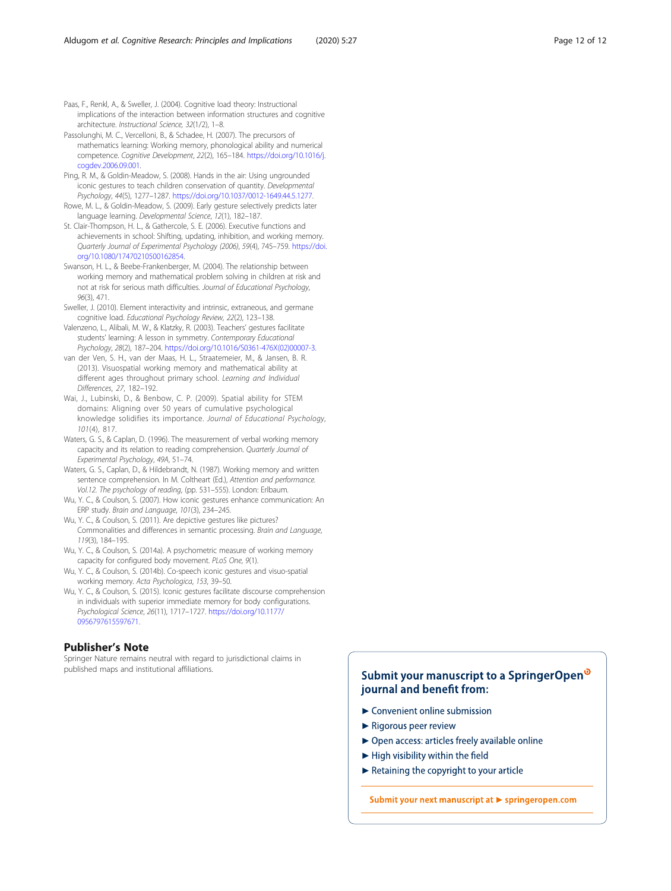Paas, F., Renkl, A., & Sweller, J. (2004). Cognitive load theory: Instructional implications of the interaction between information structures and cognitive architecture. *Instructional Science*, *32*(1/2), 1–8.

Passolunghi, M. C., Vercelloni, B., & Schadee, H. (2007). The precursors of mathematics learning: Working memory, phonological ability and numerical competence. *Cognitive Development*, *22*(2), 165–184. https://doi.org/10.1016/j.cogdev.2006.09.001.

Ping, R. M., & Goldin-Meadow, S. (2008). Hands in the air: Using ungrounded iconic gestures to teach children conservation of quantity. *Developmental Psychology*, *44*(5), 1277–1287. https://doi.org/10.1037/0012-1649.44.5.1277.

Rowe, M. L., & Goldin-Meadow, S. (2009). Early gesture selectively predicts later language learning. *Developmental Science*, *12*(1), 182–187.

St. Clair-Thompson, H. L., & Gathercole, S. E. (2006). Executive functions and achievements in school: Shifting, updating, inhibition, and working memory. *Quarterly Journal of Experimental Psychology (2006)*, *59*(4), 745–759. https://doi.org/10.1080/17470210500162854.

Swanson, H. L., & Beebe-Frankenberger, M. (2004). The relationship between working memory and mathematical problem solving in children at risk and not at risk for serious math difficulties. *Journal of Educational Psychology*, *96*(3), 471.

Sweller, J. (2010). Element interactivity and intrinsic, extraneous, and germane cognitive load. *Educational Psychology Review*, *22*(2), 123–138.

Valenzeno, L., Alibali, M. W., & Klatzky, R. (2003). Teachers' gestures facilitate students' learning: A lesson in symmetry. *Contemporary Educational Psychology*, *28*(2), 187–204. https://doi.org/10.1016/S0361-476X(02)00007-3.

van der Ven, S. H., van der Maas, H. L., Straatemeier, M., & Jansen, B. R. (2013). Visuospatial working memory and mathematical ability at different ages throughout primary school. *Learning and Individual Differences*, *27*, 182–192.

Wai, J., Lubinski, D., & Benbow, C. P. (2009). Spatial ability for STEM domains: Aligning over 50 years of cumulative psychological knowledge solidifies its importance. *Journal of Educational Psychology*, *101*(4), 817.

Waters, G. S., & Caplan, D. (1996). The measurement of verbal working memory capacity and its relation to reading comprehension. *Quarterly Journal of Experimental Psychology*, *49A*, 51–74.

Waters, G. S., Caplan, D., & Hildebrandt, N. (1987). Working memory and written sentence comprehension. In M. Coltheart (Ed.), *Attention and performance. Vol.12. The psychology of reading*, (pp. 531–555). London: Erlbaum.

Wu, Y. C., & Coulson, S. (2007). How iconic gestures enhance communication: An ERP study. *Brain and Language*, *101*(3), 234–245.

Wu, Y. C., & Coulson, S. (2011). Are depictive gestures like pictures? Commonalities and differences in semantic processing. *Brain and Language*, *119*(3), 184–195.

Wu, Y. C., & Coulson, S. (2014a). A psychometric measure of working memory capacity for configured body movement. *PLoS One*, *9*(1).

Wu, Y. C., & Coulson, S. (2014b). Co-speech iconic gestures and visuo-spatial working memory. *Acta Psychologica*, *153*, 39–50.

Wu, Y. C., & Coulson, S. (2015). Iconic gestures facilitate discourse comprehension in individuals with superior immediate memory for body configurations. *Psychological Science*, *26*(11), 1717–1727. https://doi.org/10.1177/0956797615597671.

## Publisher's Note

Springer Nature remains neutral with regard to jurisdictional claims in published maps and institutional affiliations.

**Submit your manuscript to a SpringerOpen journal and benefit from:**

- ► Convenient online submission
- ► Rigorous peer review
- ► Open access: articles freely available online
- ► High visibility within the field
- ► Retaining the copyright to your article

**Submit your next manuscript at ► springeropen.com**